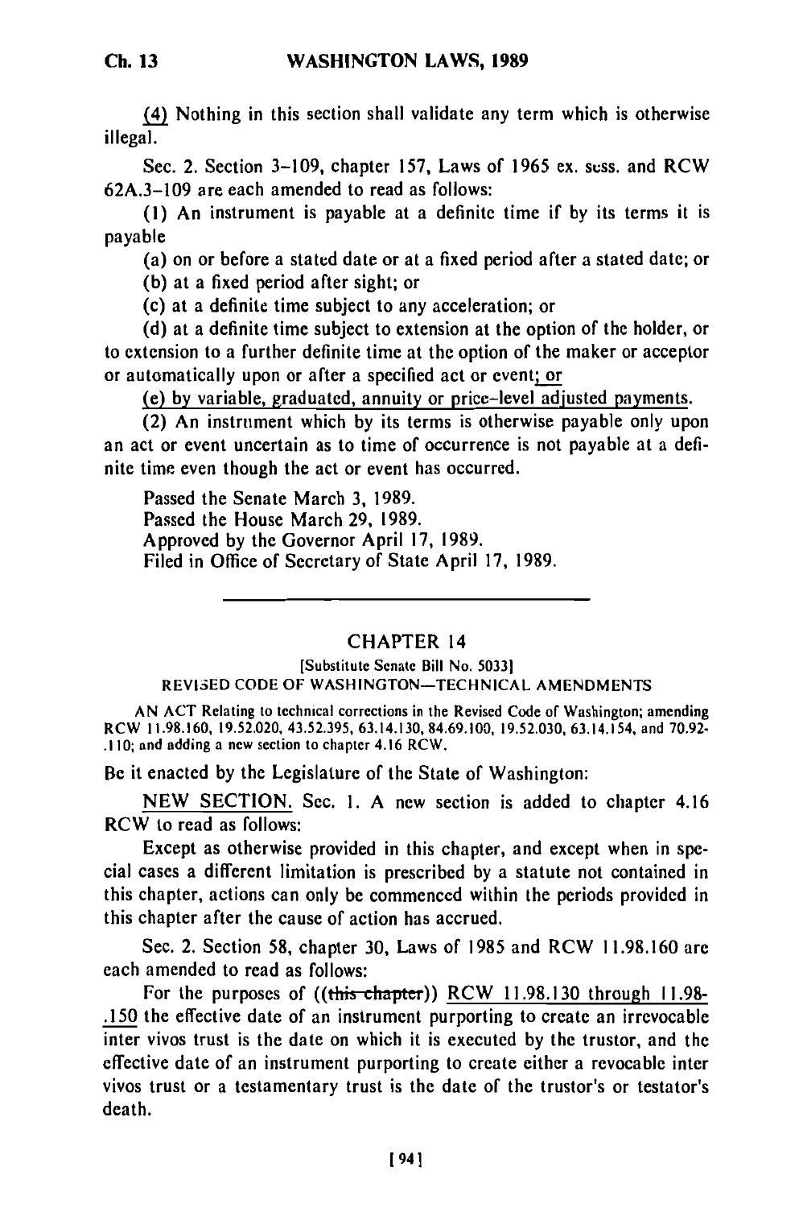(4) Nothing in this section shall validate any term which is otherwise illegal.

Sec. 2. Section 3-109, chapter 157, Laws of 1965 ex. sess. and RCW 62A.3-109 are each amended to read as follows:

(1) An instrument is payable at a definite time if by its terms it is payable

(a) on or before a stated date or at a fixed period after a stated date; or

(b) at a fixed period after sight; or

(c) at a definite time subject to any acceleration; or

(d) at a definite time subject to extension at the option of the holder, or to extension to a further definite time at the option of the maker or acceptor or automatically upon or after a specified act or event; or

(e) by variable, graduated, annuity or price-level adjusted payments.

(2) An instrument which by its terms is otherwise payable only upon an act or event uncertain as to time of occurrence is not payable at a definite time even though the act or event has occurred.

Passed the Senate March 3, 1989.
Passed the House March 29, 1989.
Approved by the Governor April 17, 1989.
Filed in Office of Secretary of State April 17, 1989.

---

## CHAPTER 14

[Substitute Senate Bill No. 5033]

REVISED CODE OF WASHINGTON—TECHNICAL AMENDMENTS

AN ACT Relating to technical corrections in the Revised Code of Washington; amending RCW 11.98.160, 19.52.020, 43.52.395, 63.14.130, 84.69.100, 19.52.030, 63.14.154, and 70.92-.110; and adding a new section to chapter 4.16 RCW.

Be it enacted by the Legislature of the State of Washington:

NEW SECTION. Sec. 1. A new section is added to chapter 4.16 RCW to read as follows:

Except as otherwise provided in this chapter, and except when in special cases a different limitation is prescribed by a statute not contained in this chapter, actions can only be commenced within the periods provided in this chapter after the cause of action has accrued.

Sec. 2. Section 58, chapter 30, Laws of 1985 and RCW 11.98.160 are each amended to read as follows:

For the purposes of ((~~this chapter~~)) RCW 11.98.130 through 11.98-.150 the effective date of an instrument purporting to create an irrevocable inter vivos trust is the date on which it is executed by the trustor, and the effective date of an instrument purporting to create either a revocable inter vivos trust or a testamentary trust is the date of the trustor's or testator's death.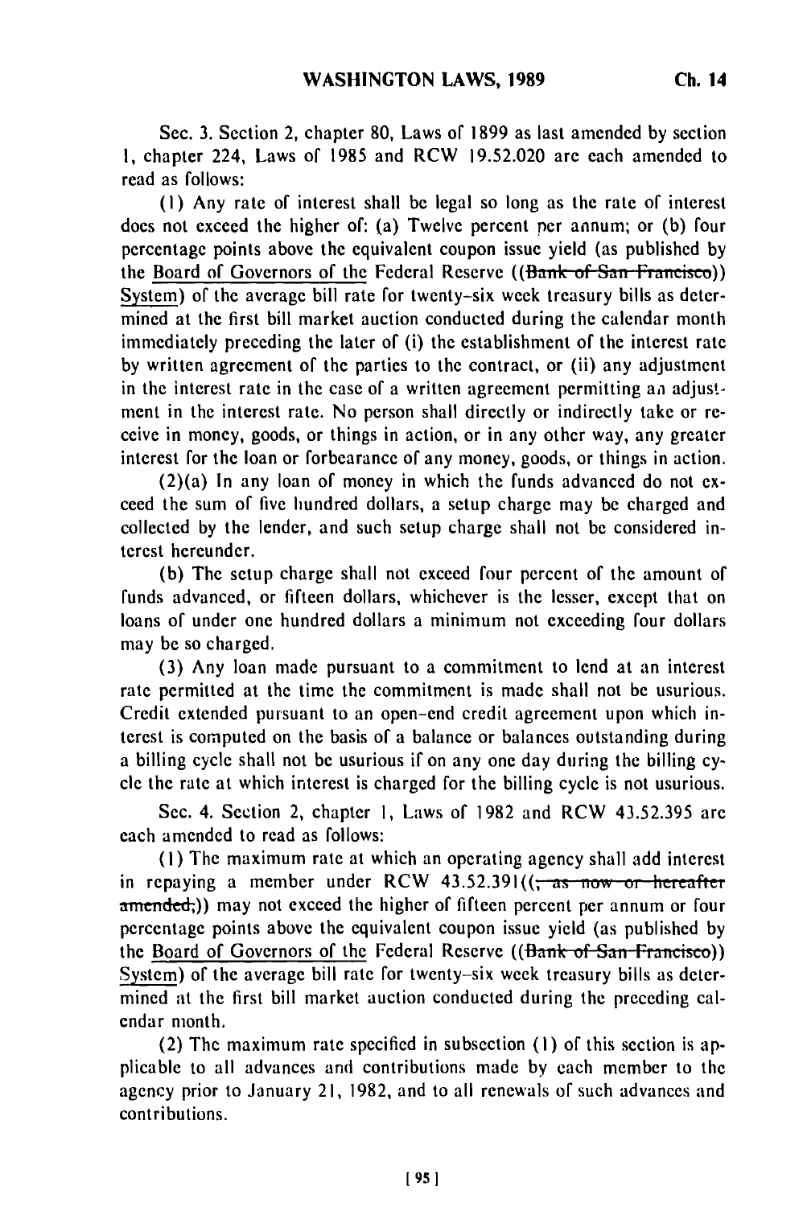Sec. 3. Section 2, chapter 80, Laws of 1899 as last amended by section 1, chapter 224, Laws of 1985 and RCW 19.52.020 are each amended to read as follows:

(1) Any rate of interest shall be legal so long as the rate of interest does not exceed the higher of: (a) Twelve percent per annum; or (b) four percentage points above the equivalent coupon issue yield (as published by the Board of Governors of the Federal Reserve ((~~Bank of San Francisco~~)) System) of the average bill rate for twenty-six week treasury bills as determined at the first bill market auction conducted during the calendar month immediately preceding the later of (i) the establishment of the interest rate by written agreement of the parties to the contract, or (ii) any adjustment in the interest rate in the case of a written agreement permitting an adjustment in the interest rate. No person shall directly or indirectly take or receive in money, goods, or things in action, or in any other way, any greater interest for the loan or forbearance of any money, goods, or things in action.

(2)(a) In any loan of money in which the funds advanced do not exceed the sum of five hundred dollars, a setup charge may be charged and collected by the lender, and such setup charge shall not be considered interest hereunder.

(b) The setup charge shall not exceed four percent of the amount of funds advanced, or fifteen dollars, whichever is the lesser, except that on loans of under one hundred dollars a minimum not exceeding four dollars may be so charged.

(3) Any loan made pursuant to a commitment to lend at an interest rate permitted at the time the commitment is made shall not be usurious. Credit extended pursuant to an open-end credit agreement upon which interest is computed on the basis of a balance or balances outstanding during a billing cycle shall not be usurious if on any one day during the billing cycle the rate at which interest is charged for the billing cycle is not usurious.

Sec. 4. Section 2, chapter 1, Laws of 1982 and RCW 43.52.395 are each amended to read as follows:

(1) The maximum rate at which an operating agency shall add interest in repaying a member under RCW 43.52.391((~~, as now or hereafter amended,~~)) may not exceed the higher of fifteen percent per annum or four percentage points above the equivalent coupon issue yield (as published by the Board of Governors of the Federal Reserve ((~~Bank of San Francisco~~)) System) of the average bill rate for twenty-six week treasury bills as determined at the first bill market auction conducted during the preceding calendar month.

(2) The maximum rate specified in subsection (1) of this section is applicable to all advances and contributions made by each member to the agency prior to January 21, 1982, and to all renewals of such advances and contributions.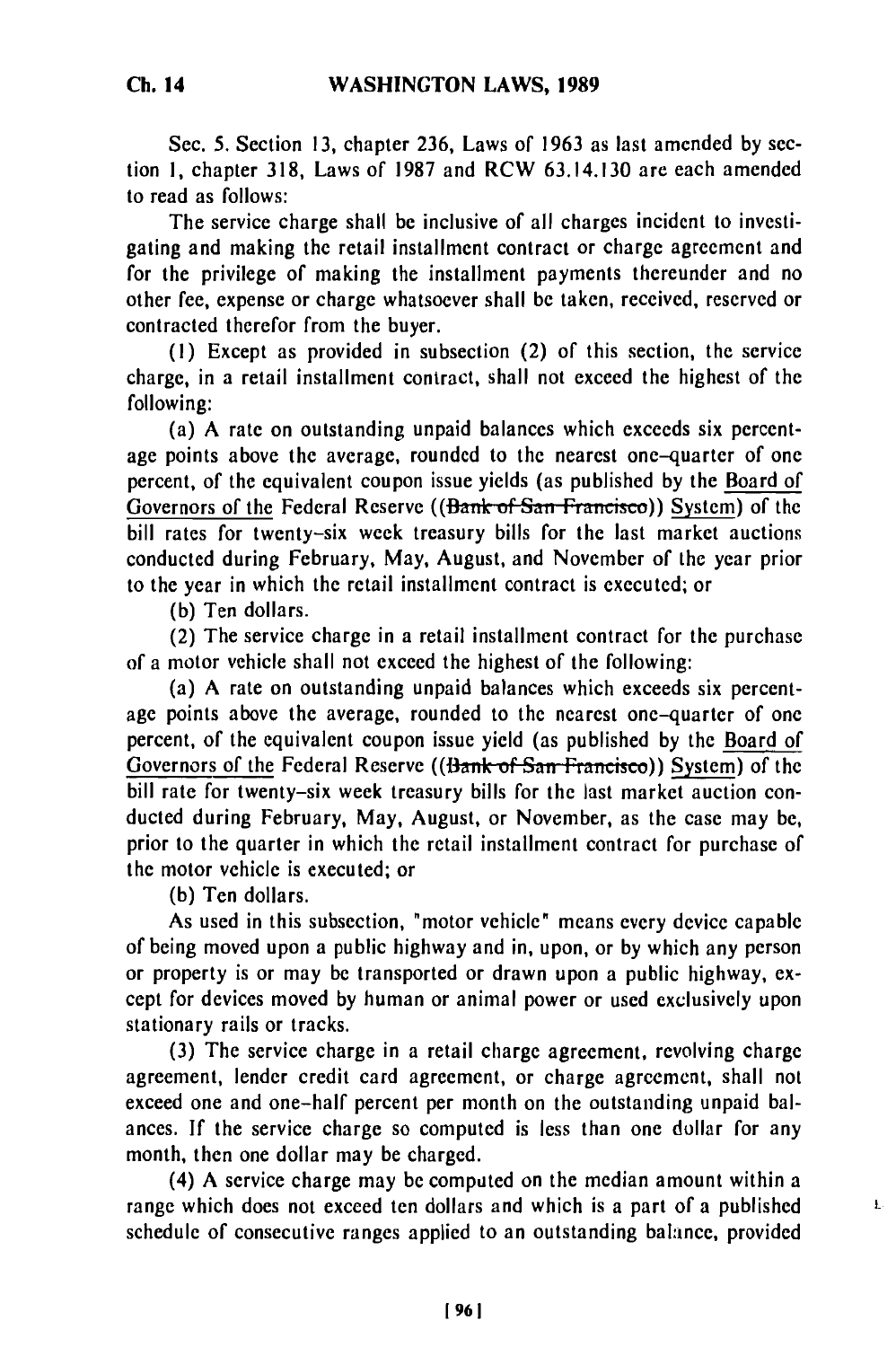Sec. 5. Section 13, chapter 236, Laws of 1963 as last amended by section 1, chapter 318, Laws of 1987 and RCW 63.14.130 are each amended to read as follows:

The service charge shall be inclusive of all charges incident to investigating and making the retail installment contract or charge agreement and for the privilege of making the installment payments thereunder and no other fee, expense or charge whatsoever shall be taken, received, reserved or contracted therefor from the buyer.

(1) Except as provided in subsection (2) of this section, the service charge, in a retail installment contract, shall not exceed the highest of the following:

(a) A rate on outstanding unpaid balances which exceeds six percentage points above the average, rounded to the nearest one-quarter of one percent, of the equivalent coupon issue yields (as published by the Board of Governors of the Federal Reserve ((~~Bank of San Francisco~~)) System) of the bill rates for twenty-six week treasury bills for the last market auctions conducted during February, May, August, and November of the year prior to the year in which the retail installment contract is executed; or

(b) Ten dollars.

(2) The service charge in a retail installment contract for the purchase of a motor vehicle shall not exceed the highest of the following:

(a) A rate on outstanding unpaid balances which exceeds six percentage points above the average, rounded to the nearest one-quarter of one percent, of the equivalent coupon issue yield (as published by the Board of Governors of the Federal Reserve ((~~Bank of San Francisco~~)) System) of the bill rate for twenty-six week treasury bills for the last market auction conducted during February, May, August, or November, as the case may be, prior to the quarter in which the retail installment contract for purchase of the motor vehicle is executed; or

(b) Ten dollars.

As used in this subsection, "motor vehicle" means every device capable of being moved upon a public highway and in, upon, or by which any person or property is or may be transported or drawn upon a public highway, except for devices moved by human or animal power or used exclusively upon stationary rails or tracks.

(3) The service charge in a retail charge agreement, revolving charge agreement, lender credit card agreement, or charge agreement, shall not exceed one and one-half percent per month on the outstanding unpaid balances. If the service charge so computed is less than one dollar for any month, then one dollar may be charged.

(4) A service charge may be computed on the median amount within a range which does not exceed ten dollars and which is a part of a published schedule of consecutive ranges applied to an outstanding balance, provided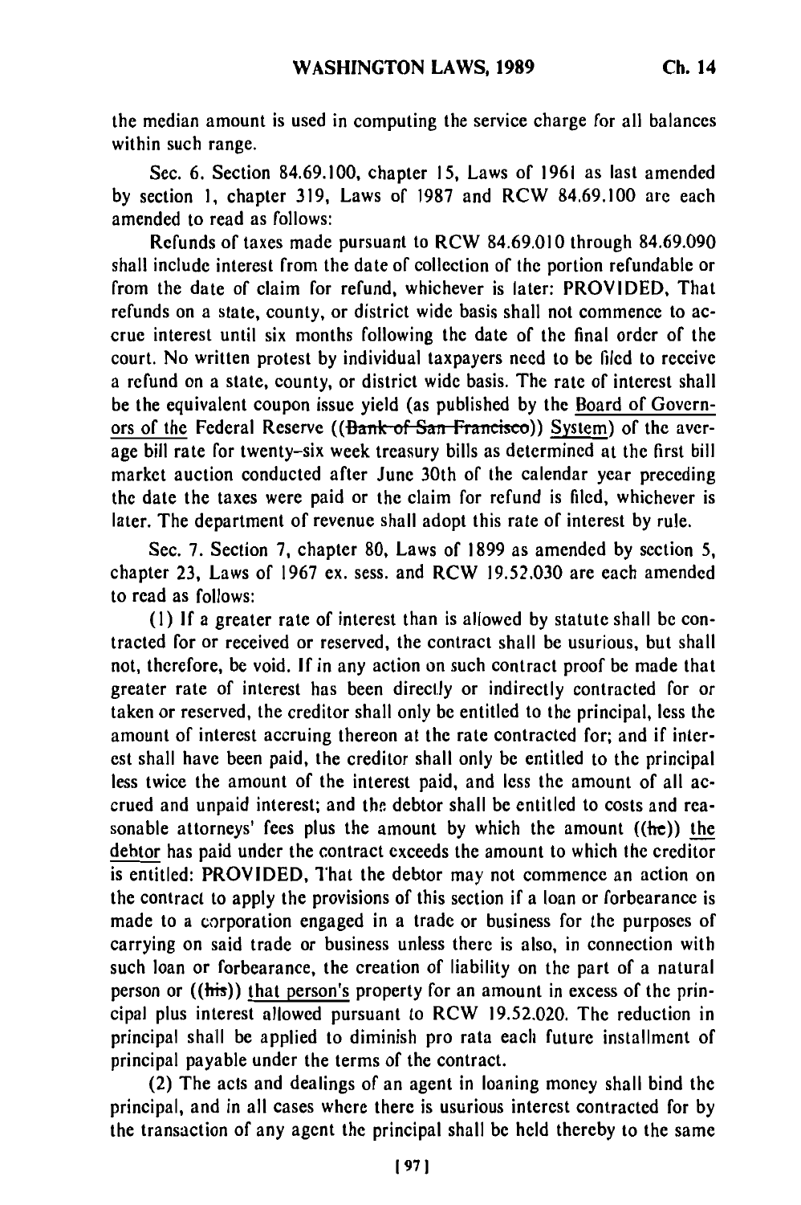the median amount is used in computing the service charge for all balances within such range.

Sec. 6. Section 84.69.100, chapter 15, Laws of 1961 as last amended by section 1, chapter 319, Laws of 1987 and RCW 84.69.100 are each amended to read as follows:

Refunds of taxes made pursuant to RCW 84.69.010 through 84.69.090 shall include interest from the date of collection of the portion refundable or from the date of claim for refund, whichever is later: PROVIDED, That refunds on a state, county, or district wide basis shall not commence to accrue interest until six months following the date of the final order of the court. No written protest by individual taxpayers need to be filed to receive a refund on a state, county, or district wide basis. The rate of interest shall be the equivalent coupon issue yield (as published by the Board of Governors of the Federal Reserve ((~~Bank of San Francisco~~)) System) of the average bill rate for twenty-six week treasury bills as determined at the first bill market auction conducted after June 30th of the calendar year preceding the date the taxes were paid or the claim for refund is filed, whichever is later. The department of revenue shall adopt this rate of interest by rule.

Sec. 7. Section 7, chapter 80, Laws of 1899 as amended by section 5, chapter 23, Laws of 1967 ex. sess. and RCW 19.52.030 are each amended to read as follows:

(1) If a greater rate of interest than is allowed by statute shall be contracted for or received or reserved, the contract shall be usurious, but shall not, therefore, be void. If in any action on such contract proof be made that greater rate of interest has been directly or indirectly contracted for or taken or reserved, the creditor shall only be entitled to the principal, less the amount of interest accruing thereon at the rate contracted for; and if interest shall have been paid, the creditor shall only be entitled to the principal less twice the amount of the interest paid, and less the amount of all accrued and unpaid interest; and the debtor shall be entitled to costs and reasonable attorneys' fees plus the amount by which the amount ((~~he~~)) the debtor has paid under the contract exceeds the amount to which the creditor is entitled: PROVIDED, That the debtor may not commence an action on the contract to apply the provisions of this section if a loan or forbearance is made to a corporation engaged in a trade or business for the purposes of carrying on said trade or business unless there is also, in connection with such loan or forbearance, the creation of liability on the part of a natural person or ((~~his~~)) that person's property for an amount in excess of the principal plus interest allowed pursuant to RCW 19.52.020. The reduction in principal shall be applied to diminish pro rata each future installment of principal payable under the terms of the contract.

(2) The acts and dealings of an agent in loaning money shall bind the principal, and in all cases where there is usurious interest contracted for by the transaction of any agent the principal shall be held thereby to the same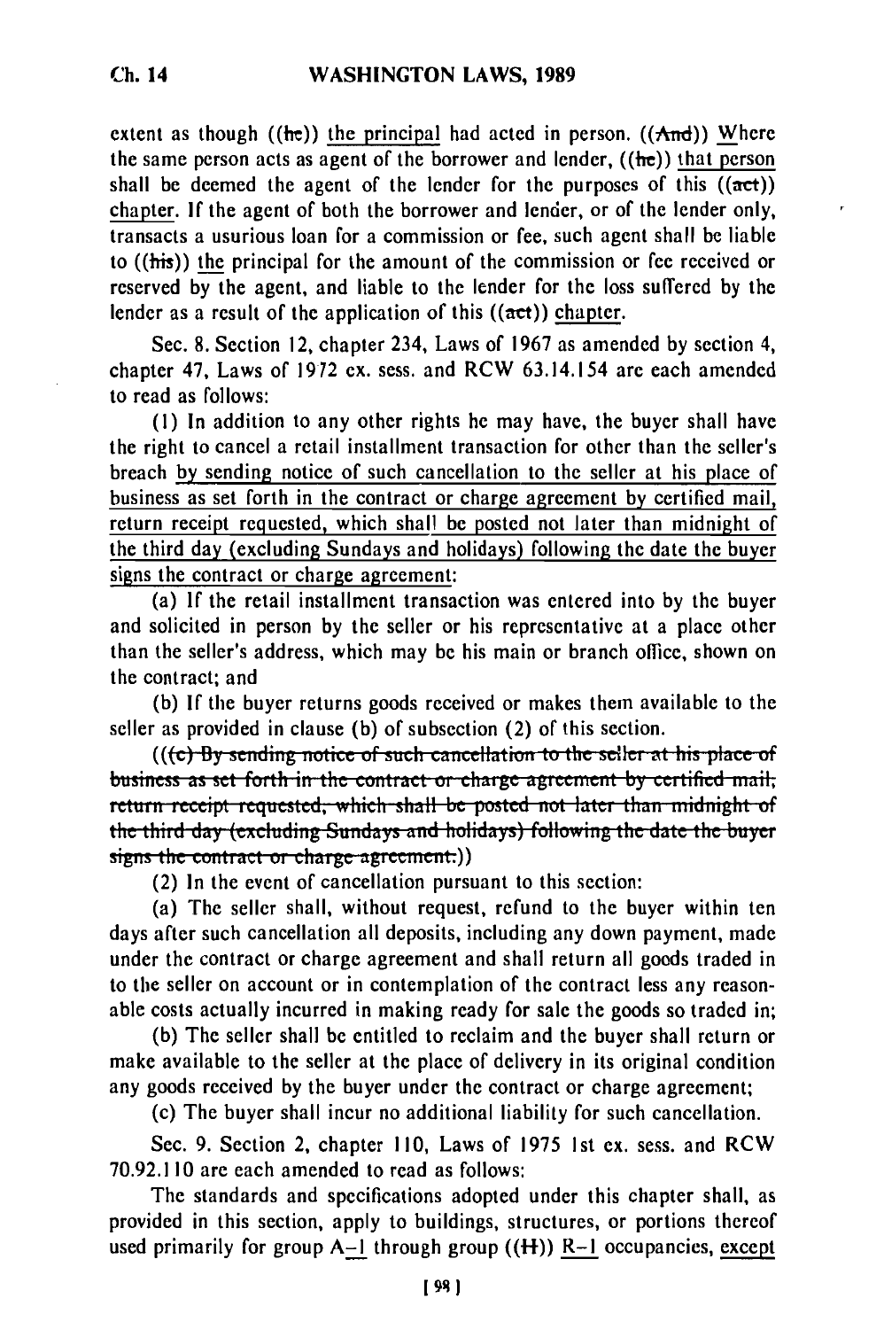extent as though ((he)) the principal had acted in person. ((And)) Where the same person acts as agent of the borrower and lender, ((he)) that person shall be deemed the agent of the lender for the purposes of this ((act)) chapter. If the agent of both the borrower and lender, or of the lender only, transacts a usurious loan for a commission or fee, such agent shall be liable to ((his)) the principal for the amount of the commission or fee received or reserved by the agent, and liable to the lender for the loss suffered by the lender as a result of the application of this ((act)) chapter.

Sec. 8. Section 12, chapter 234, Laws of 1967 as amended by section 4, chapter 47, Laws of 1972 ex. sess. and RCW 63.14.154 are each amended to read as follows:

(1) In addition to any other rights he may have, the buyer shall have the right to cancel a retail installment transaction for other than the seller's breach by sending notice of such cancellation to the seller at his place of business as set forth in the contract or charge agreement by certified mail, return receipt requested, which shall be posted not later than midnight of the third day (excluding Sundays and holidays) following the date the buyer signs the contract or charge agreement:

(a) If the retail installment transaction was entered into by the buyer and solicited in person by the seller or his representative at a place other than the seller's address, which may be his main or branch office, shown on the contract; and

(b) If the buyer returns goods received or makes them available to the seller as provided in clause (b) of subsection (2) of this section.

(((c) By sending notice of such cancellation to the seller at his place of business as set forth in the contract or charge agreement by certified mail, return receipt requested, which shall be posted not later than midnight of the third day (excluding Sundays and holidays) following the date the buyer signs the contract or charge agreement.))

(2) In the event of cancellation pursuant to this section:

(a) The seller shall, without request, refund to the buyer within ten days after such cancellation all deposits, including any down payment, made under the contract or charge agreement and shall return all goods traded in to the seller on account or in contemplation of the contract less any reasonable costs actually incurred in making ready for sale the goods so traded in;

(b) The seller shall be entitled to reclaim and the buyer shall return or make available to the seller at the place of delivery in its original condition any goods received by the buyer under the contract or charge agreement;

(c) The buyer shall incur no additional liability for such cancellation.

Sec. 9. Section 2, chapter 110, Laws of 1975 1st ex. sess. and RCW 70.92.110 are each amended to read as follows:

The standards and specifications adopted under this chapter shall, as provided in this section, apply to buildings, structures, or portions thereof used primarily for group A-1 through group ((H)) R-1 occupancies, except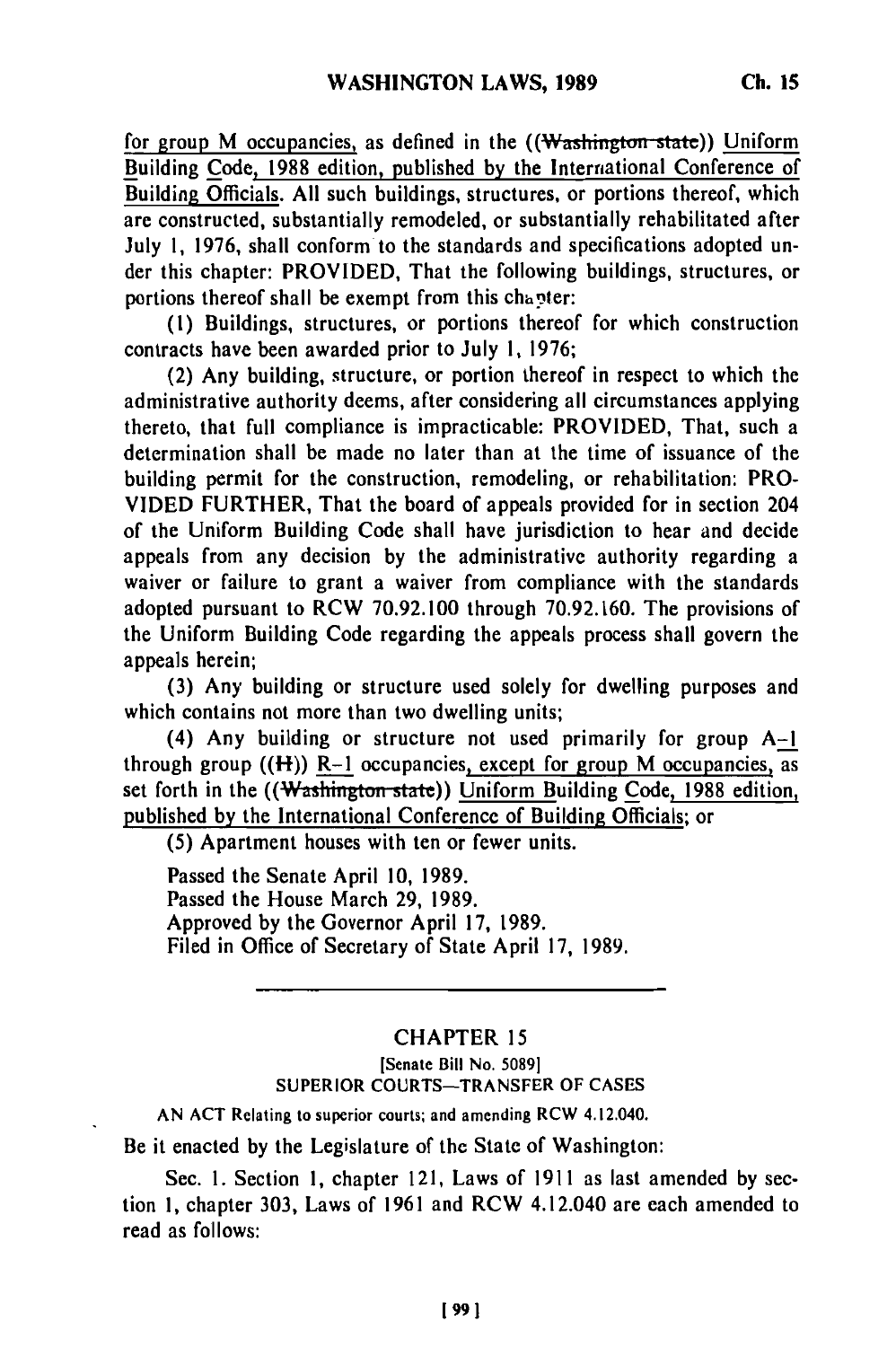for group M occupancies, as defined in the ((Washington state)) Uniform Building Code, 1988 edition, published by the International Conference of Building Officials. All such buildings, structures, or portions thereof, which are constructed, substantially remodeled, or substantially rehabilitated after July 1, 1976, shall conform to the standards and specifications adopted under this chapter: PROVIDED, That the following buildings, structures, or portions thereof shall be exempt from this chapter:

(1) Buildings, structures, or portions thereof for which construction contracts have been awarded prior to July 1, 1976;

(2) Any building, structure, or portion thereof in respect to which the administrative authority deems, after considering all circumstances applying thereto, that full compliance is impracticable: PROVIDED, That, such a determination shall be made no later than at the time of issuance of the building permit for the construction, remodeling, or rehabilitation: PROVIDED FURTHER, That the board of appeals provided for in section 204 of the Uniform Building Code shall have jurisdiction to hear and decide appeals from any decision by the administrative authority regarding a waiver or failure to grant a waiver from compliance with the standards adopted pursuant to RCW 70.92.100 through 70.92.160. The provisions of the Uniform Building Code regarding the appeals process shall govern the appeals herein;

(3) Any building or structure used solely for dwelling purposes and which contains not more than two dwelling units;

(4) Any building or structure not used primarily for group A-1 through group ((H)) R-1 occupancies, except for group M occupancies, as set forth in the ((Washington state)) Uniform Building Code, 1988 edition, published by the International Conference of Building Officials; or

(5) Apartment houses with ten or fewer units.

Passed the Senate April 10, 1989.
Passed the House March 29, 1989.
Approved by the Governor April 17, 1989.
Filed in Office of Secretary of State April 17, 1989.

---

## CHAPTER 15

[Senate Bill No. 5089]
SUPERIOR COURTS—TRANSFER OF CASES

AN ACT Relating to superior courts; and amending RCW 4.12.040.

Be it enacted by the Legislature of the State of Washington:

Sec. 1. Section 1, chapter 121, Laws of 1911 as last amended by section 1, chapter 303, Laws of 1961 and RCW 4.12.040 are each amended to read as follows: